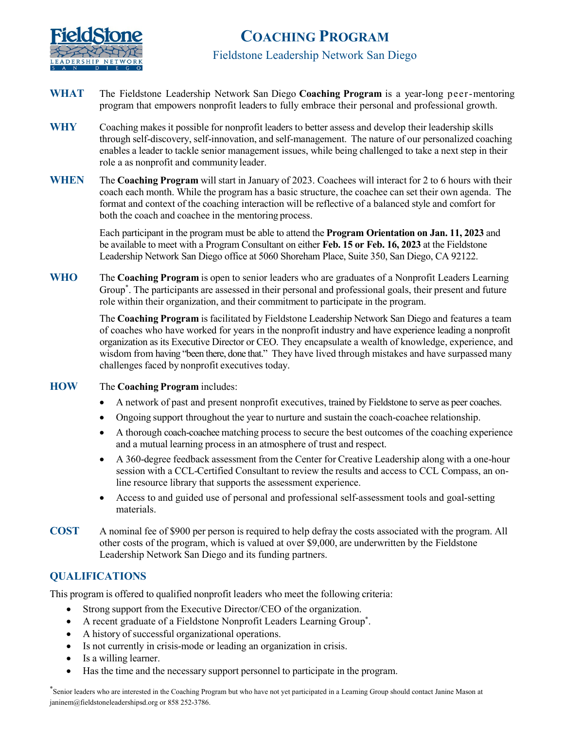# COACHING PROGRAM

## Fieldstone Leadership Network San Diego

**WHAT** The Fieldstone Leadership Network San Diego **Coaching Program** is a year-long peer-mentoring program that empowers nonprofit leaders to fully embrace their personal and professional growth.

**WHY** Coaching makes it possible for nonprofit leaders to better assess and develop their leadership skills through self-discovery, self-innovation, and self-management. The nature of our personalized coaching enables a leader to tackle senior management issues, while being challenged to take a next step in their role a as nonprofit and community leader.

**WHEN** The **Coaching Program** will start in January of 2023. Coachees will interact for 2 to 6 hours with their coach each month. While the program has a basic structure, the coachee can set their own agenda. The format and context of the coaching interaction will be reflective of a balanced style and comfort for both the coach and coachee in the mentoring process.

Each participant in the program must be able to attend the **Program Orientation on Jan. 11, 2023** and be available to meet with a Program Consultant on either **Feb. 15 or Feb. 16, 2023** at the Fieldstone Leadership Network San Diego office at 5060 Shoreham Place, Suite 350, San Diego, CA 92122.

**WHO** The **Coaching Program** is open to senior leaders who are graduates of a Nonprofit Leaders Learning Group*. The participants are assessed in their personal and professional goals, their present and future role within their organization, and their commitment to participate in the program.

The **Coaching Program** is facilitated by Fieldstone Leadership Network San Diego and features a team of coaches who have worked for years in the nonprofit industry and have experience leading a nonprofit organization as its Executive Director or CEO. They encapsulate a wealth of knowledge, experience, and wisdom from having "been there, done that." They have lived through mistakes and have surpassed many challenges faced by nonprofit executives today.

**HOW** The **Coaching Program** includes:

- A network of past and present nonprofit executives, trained by Fieldstone to serve as peer coaches.
- Ongoing support throughout the year to nurture and sustain the coach-coachee relationship.
- A thorough coach-coachee matching process to secure the best outcomes of the coaching experience and a mutual learning process in an atmosphere of trust and respect.
- A 360-degree feedback assessment from the Center for Creative Leadership along with a one-hour session with a CCL-Certified Consultant to review the results and access to CCL Compass, an on-line resource library that supports the assessment experience.
- Access to and guided use of personal and professional self-assessment tools and goal-setting materials.

**COST** A nominal fee of $900 per person is required to help defray the costs associated with the program. All other costs of the program, which is valued at over $9,000, are underwritten by the Fieldstone Leadership Network San Diego and its funding partners.

## QUALIFICATIONS

This program is offered to qualified nonprofit leaders who meet the following criteria:

- Strong support from the Executive Director/CEO of the organization.
- A recent graduate of a Fieldstone Nonprofit Leaders Learning Group*.
- A history of successful organizational operations.
- Is not currently in crisis-mode or leading an organization in crisis.
- Is a willing learner.
- Has the time and the necessary support personnel to participate in the program.

*Senior leaders who are interested in the Coaching Program but who have not yet participated in a Learning Group should contact Janine Mason at janinem@fieldstoneleadershipsd.org or 858 252-3786.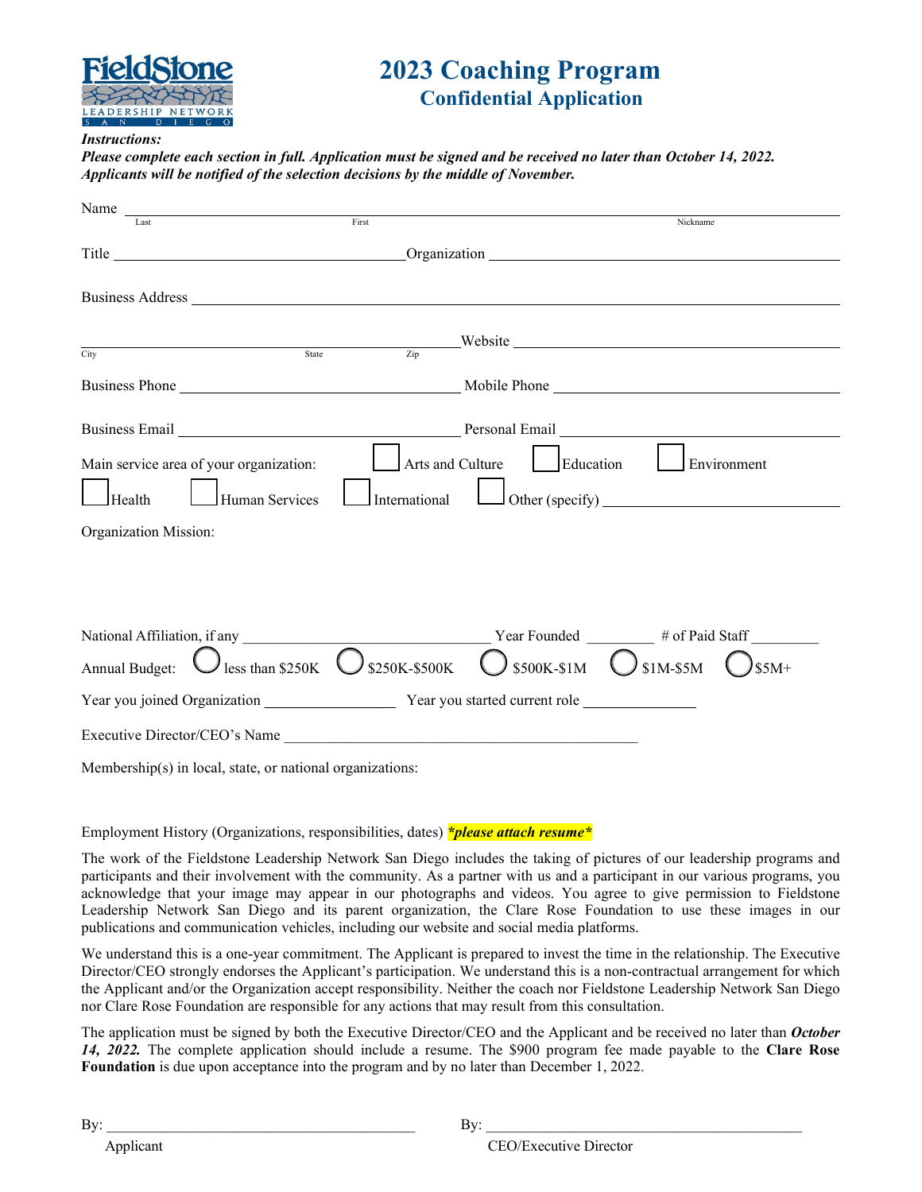FieldStone LEADERSHIP NETWORK SAN DIEGO

# 2023 Coaching Program
## Confidential Application

***Instructions:***
***Please complete each section in full. Application must be signed and be received no later than October 14, 2022. Applicants will be notified of the selection decisions by the middle of November.***

Name ______________________________________________________________________________
Last First Nickname

Title ________________________________ Organization ________________________________

Business Address ______________________________________________________________________

____________________________________________ Website ________________________________
City State Zip

Business Phone ________________________________ Mobile Phone ________________________________

Business Email ________________________________ Personal Email ________________________________

Main service area of your organization: ☐ Arts and Culture ☐ Education ☐ Environment
☐ Health ☐ Human Services ☐ International ☐ Other (specify) ________________________

Organization Mission:

National Affiliation, if any ________________________ Year Founded ________ # of Paid Staff ________

Annual Budget: ◯ less than $250K ◯ $250K-$500K ◯ $500K-$1M ◯ $1M-$5M ◯ $5M+

Year you joined Organization ________________ Year you started current role ______________

Executive Director/CEO's Name ______________________________________________

Membership(s) in local, state, or national organizations:

Employment History (Organizations, responsibilities, dates) ***\*please attach resume\****

The work of the Fieldstone Leadership Network San Diego includes the taking of pictures of our leadership programs and participants and their involvement with the community. As a partner with us and a participant in our various programs, you acknowledge that your image may appear in our photographs and videos. You agree to give permission to Fieldstone Leadership Network San Diego and its parent organization, the Clare Rose Foundation to use these images in our publications and communication vehicles, including our website and social media platforms.

We understand this is a one-year commitment. The Applicant is prepared to invest the time in the relationship. The Executive Director/CEO strongly endorses the Applicant's participation. We understand this is a non-contractual arrangement for which the Applicant and/or the Organization accept responsibility. Neither the coach nor Fieldstone Leadership Network San Diego nor Clare Rose Foundation are responsible for any actions that may result from this consultation.

The application must be signed by both the Executive Director/CEO and the Applicant and be received no later than ***October 14, 2022.*** The complete application should include a resume. The $900 program fee made payable to the **Clare Rose Foundation** is due upon acceptance into the program and by no later than December 1, 2022.

By: ________________________________________ By: ________________________________________
Applicant CEO/Executive Director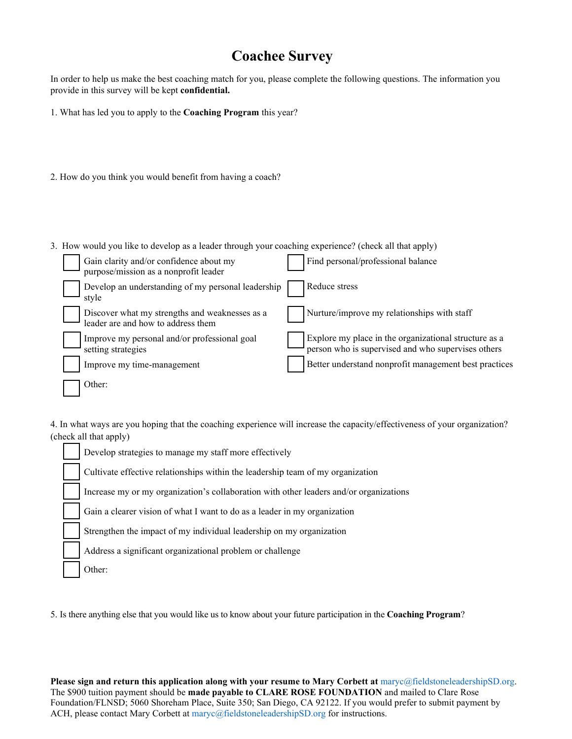# Coachee Survey

In order to help us make the best coaching match for you, please complete the following questions. The information you provide in this survey will be kept **confidential.**

1. What has led you to apply to the **Coaching Program** this year?

2. How do you think you would benefit from having a coach?

3. How would you like to develop as a leader through your coaching experience? (check all that apply)

- ☐ Gain clarity and/or confidence about my purpose/mission as a nonprofit leader
- ☐ Develop an understanding of my personal leadership style
- ☐ Discover what my strengths and weaknesses as a leader are and how to address them
- ☐ Improve my personal and/or professional goal setting strategies
- ☐ Improve my time-management
- ☐ Find personal/professional balance
- ☐ Reduce stress
- ☐ Nurture/improve my relationships with staff
- ☐ Explore my place in the organizational structure as a person who is supervised and who supervises others
- ☐ Better understand nonprofit management best practices
- ☐ Other:

4. In what ways are you hoping that the coaching experience will increase the capacity/effectiveness of your organization? (check all that apply)

- ☐ Develop strategies to manage my staff more effectively
- ☐ Cultivate effective relationships within the leadership team of my organization
- ☐ Increase my or my organization's collaboration with other leaders and/or organizations
- ☐ Gain a clearer vision of what I want to do as a leader in my organization
- ☐ Strengthen the impact of my individual leadership on my organization
- ☐ Address a significant organizational problem or challenge
- ☐ Other:

5. Is there anything else that you would like us to know about your future participation in the **Coaching Program**?

**Please sign and return this application along with your resume to Mary Corbett at** maryc@fieldstoneleadershipSD.org. The $900 tuition payment should be **made payable to CLARE ROSE FOUNDATION** and mailed to Clare Rose Foundation/FLNSD; 5060 Shoreham Place, Suite 350; San Diego, CA 92122. If you would prefer to submit payment by ACH, please contact Mary Corbett at maryc@fieldstoneleadershipSD.org for instructions.